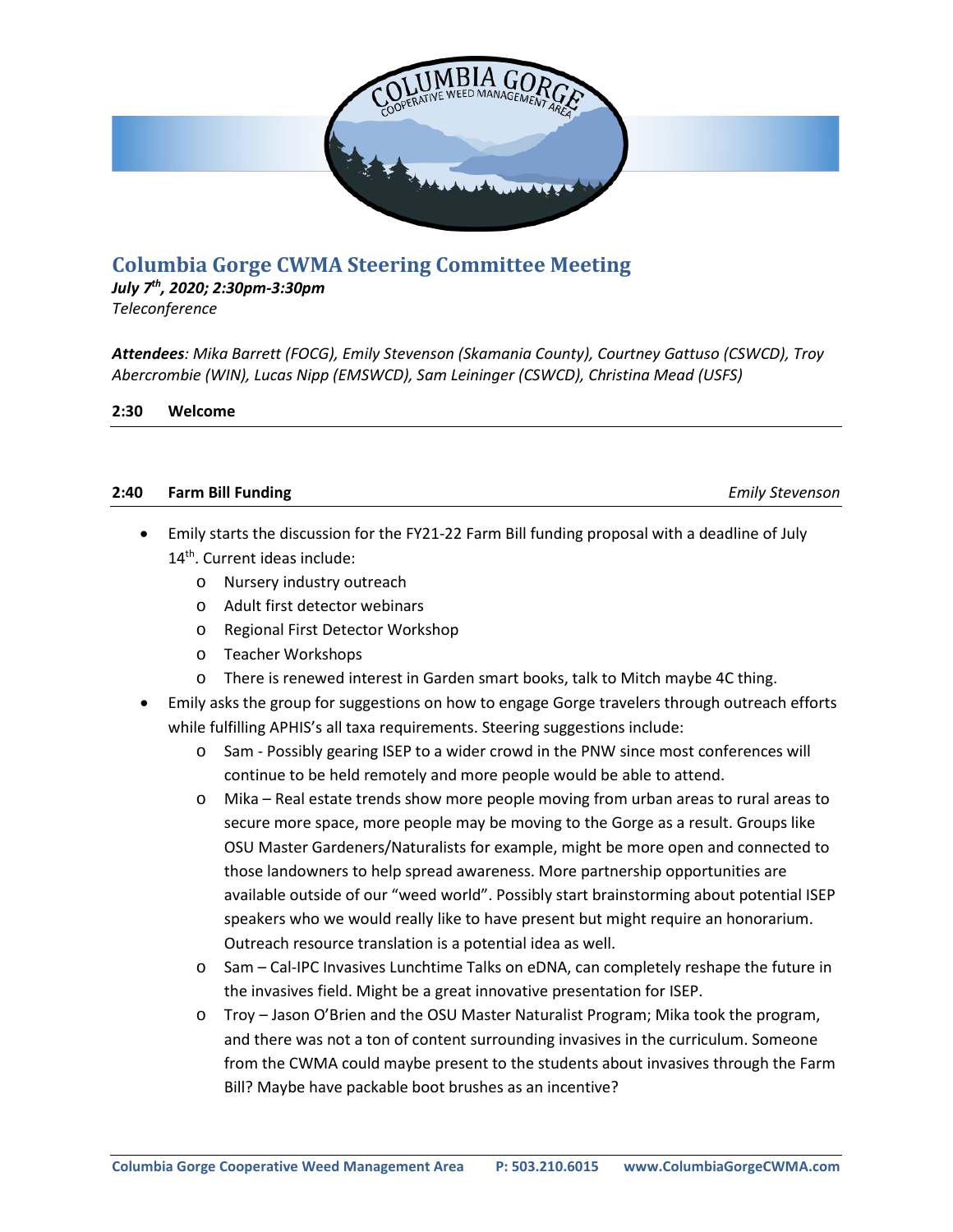# Columbia Gorge CWMA Steering Committee Meeting

***July 7th, 2020; 2:30pm-3:30pm***
*Teleconference*

***Attendees****: Mika Barrett (FOCG), Emily Stevenson (Skamania County), Courtney Gattuso (CSWCD), Troy Abercrombie (WIN), Lucas Nipp (EMSWCD), Sam Leininger (CSWCD), Christina Mead (USFS)*

**2:30 Welcome**

**2:40 Farm Bill Funding** *Emily Stevenson*

- Emily starts the discussion for the FY21-22 Farm Bill funding proposal with a deadline of July 14th. Current ideas include:
  - Nursery industry outreach
  - Adult first detector webinars
  - Regional First Detector Workshop
  - Teacher Workshops
  - There is renewed interest in Garden smart books, talk to Mitch maybe 4C thing.
- Emily asks the group for suggestions on how to engage Gorge travelers through outreach efforts while fulfilling APHIS's all taxa requirements. Steering suggestions include:
  - Sam - Possibly gearing ISEP to a wider crowd in the PNW since most conferences will continue to be held remotely and more people would be able to attend.
  - Mika – Real estate trends show more people moving from urban areas to rural areas to secure more space, more people may be moving to the Gorge as a result. Groups like OSU Master Gardeners/Naturalists for example, might be more open and connected to those landowners to help spread awareness. More partnership opportunities are available outside of our "weed world". Possibly start brainstorming about potential ISEP speakers who we would really like to have present but might require an honorarium. Outreach resource translation is a potential idea as well.
  - Sam – Cal-IPC Invasives Lunchtime Talks on eDNA, can completely reshape the future in the invasives field. Might be a great innovative presentation for ISEP.
  - Troy – Jason O'Brien and the OSU Master Naturalist Program; Mika took the program, and there was not a ton of content surrounding invasives in the curriculum. Someone from the CWMA could maybe present to the students about invasives through the Farm Bill? Maybe have packable boot brushes as an incentive?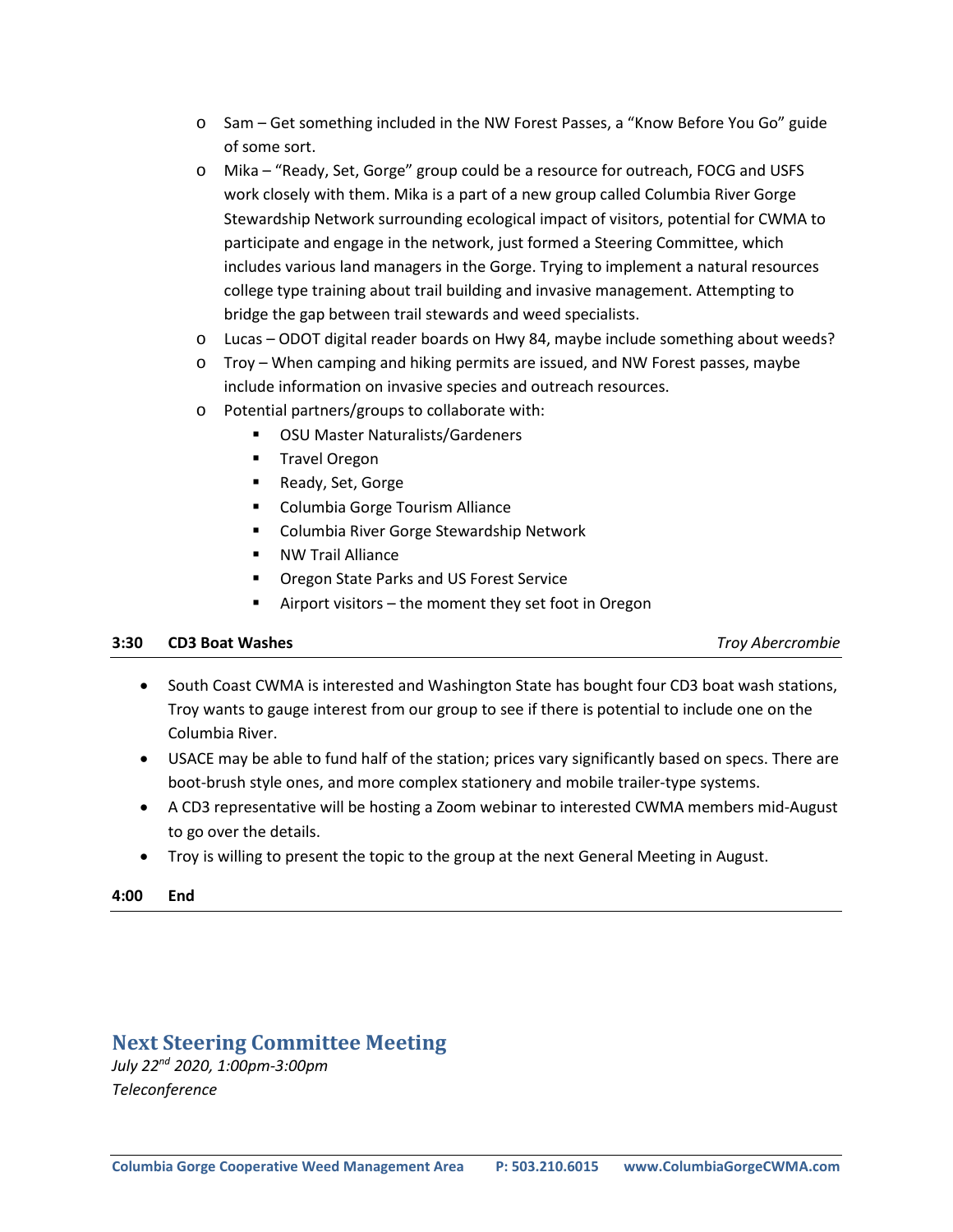- Sam – Get something included in the NW Forest Passes, a "Know Before You Go" guide of some sort.
  - Mika – "Ready, Set, Gorge" group could be a resource for outreach, FOCG and USFS work closely with them. Mika is a part of a new group called Columbia River Gorge Stewardship Network surrounding ecological impact of visitors, potential for CWMA to participate and engage in the network, just formed a Steering Committee, which includes various land managers in the Gorge. Trying to implement a natural resources college type training about trail building and invasive management. Attempting to bridge the gap between trail stewards and weed specialists.
  - Lucas – ODOT digital reader boards on Hwy 84, maybe include something about weeds?
  - Troy – When camping and hiking permits are issued, and NW Forest passes, maybe include information on invasive species and outreach resources.
  - Potential partners/groups to collaborate with:
    - OSU Master Naturalists/Gardeners
    - Travel Oregon
    - Ready, Set, Gorge
    - Columbia Gorge Tourism Alliance
    - Columbia River Gorge Stewardship Network
    - NW Trail Alliance
    - Oregon State Parks and US Forest Service
    - Airport visitors – the moment they set foot in Oregon

**3:30 CD3 Boat Washes** *Troy Abercrombie*

- South Coast CWMA is interested and Washington State has bought four CD3 boat wash stations, Troy wants to gauge interest from our group to see if there is potential to include one on the Columbia River.
- USACE may be able to fund half of the station; prices vary significantly based on specs. There are boot-brush style ones, and more complex stationery and mobile trailer-type systems.
- A CD3 representative will be hosting a Zoom webinar to interested CWMA members mid-August to go over the details.
- Troy is willing to present the topic to the group at the next General Meeting in August.

**4:00 End**

## Next Steering Committee Meeting

*July 22nd 2020, 1:00pm-3:00pm*
*Teleconference*